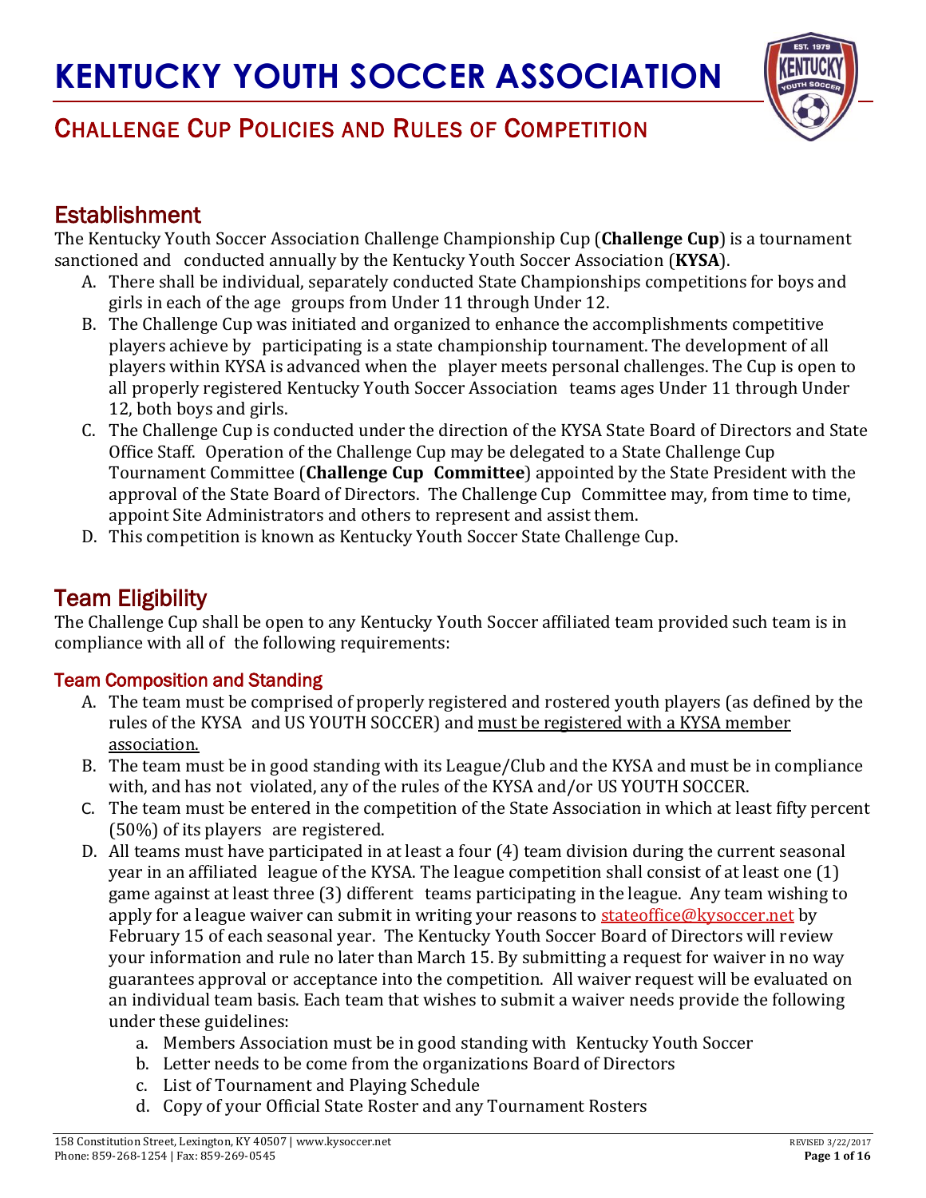# KENTUCKY YOUTH SOCCER ASSOCIATION

## CHALLENGE CUP POLICIES AND RULES OF COMPETITION

## Establishment

The Kentucky Youth Soccer Association Challenge Championship Cup (**Challenge Cup**) is a tournament sanctioned and conducted annually by the Kentucky Youth Soccer Association (**KYSA**).

A. There shall be individual, separately conducted State Championships competitions for boys and girls in each of the age groups from Under 11 through Under 12.
B. The Challenge Cup was initiated and organized to enhance the accomplishments competitive players achieve by participating is a state championship tournament. The development of all players within KYSA is advanced when the player meets personal challenges. The Cup is open to all properly registered Kentucky Youth Soccer Association teams ages Under 11 through Under 12, both boys and girls.
C. The Challenge Cup is conducted under the direction of the KYSA State Board of Directors and State Office Staff. Operation of the Challenge Cup may be delegated to a State Challenge Cup Tournament Committee (**Challenge Cup Committee**) appointed by the State President with the approval of the State Board of Directors. The Challenge Cup Committee may, from time to time, appoint Site Administrators and others to represent and assist them.
D. This competition is known as Kentucky Youth Soccer State Challenge Cup.

## Team Eligibility

The Challenge Cup shall be open to any Kentucky Youth Soccer affiliated team provided such team is in compliance with all of the following requirements:

### Team Composition and Standing

A. The team must be comprised of properly registered and rostered youth players (as defined by the rules of the KYSA and US YOUTH SOCCER) and <u>must be registered with a KYSA member association.</u>
B. The team must be in good standing with its League/Club and the KYSA and must be in compliance with, and has not violated, any of the rules of the KYSA and/or US YOUTH SOCCER.
C. The team must be entered in the competition of the State Association in which at least fifty percent (50%) of its players are registered.
D. All teams must have participated in at least a four (4) team division during the current seasonal year in an affiliated league of the KYSA. The league competition shall consist of at least one (1) game against at least three (3) different teams participating in the league. Any team wishing to apply for a league waiver can submit in writing your reasons to stateoffice@kysoccer.net by February 15 of each seasonal year. The Kentucky Youth Soccer Board of Directors will review your information and rule no later than March 15. By submitting a request for waiver in no way guarantees approval or acceptance into the competition. All waiver request will be evaluated on an individual team basis. Each team that wishes to submit a waiver needs provide the following under these guidelines:
    a. Members Association must be in good standing with Kentucky Youth Soccer
    b. Letter needs to be come from the organizations Board of Directors
    c. List of Tournament and Playing Schedule
    d. Copy of your Official State Roster and any Tournament Rosters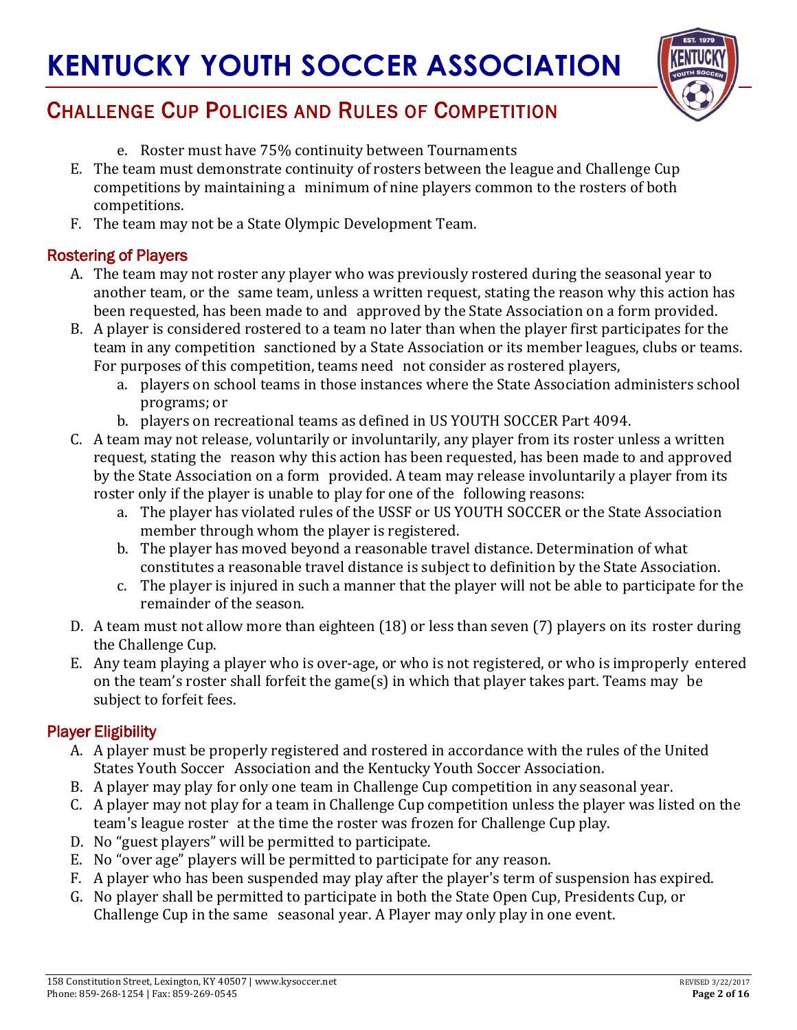e. Roster must have 75% continuity between Tournaments

E. The team must demonstrate continuity of rosters between the league and Challenge Cup competitions by maintaining a minimum of nine players common to the rosters of both competitions.

F. The team may not be a State Olympic Development Team.

## Rostering of Players

A. The team may not roster any player who was previously rostered during the seasonal year to another team, or the same team, unless a written request, stating the reason why this action has been requested, has been made to and approved by the State Association on a form provided.

B. A player is considered rostered to a team no later than when the player first participates for the team in any competition sanctioned by a State Association or its member leagues, clubs or teams. For purposes of this competition, teams need not consider as rostered players,
   a. players on school teams in those instances where the State Association administers school programs; or
   b. players on recreational teams as defined in US YOUTH SOCCER Part 4094.

C. A team may not release, voluntarily or involuntarily, any player from its roster unless a written request, stating the reason why this action has been requested, has been made to and approved by the State Association on a form provided. A team may release involuntarily a player from its roster only if the player is unable to play for one of the following reasons:
   a. The player has violated rules of the USSF or US YOUTH SOCCER or the State Association member through whom the player is registered.
   b. The player has moved beyond a reasonable travel distance. Determination of what constitutes a reasonable travel distance is subject to definition by the State Association.
   c. The player is injured in such a manner that the player will not be able to participate for the remainder of the season.

D. A team must not allow more than eighteen (18) or less than seven (7) players on its roster during the Challenge Cup.

E. Any team playing a player who is over-age, or who is not registered, or who is improperly entered on the team's roster shall forfeit the game(s) in which that player takes part. Teams may be subject to forfeit fees.

## Player Eligibility

A. A player must be properly registered and rostered in accordance with the rules of the United States Youth Soccer Association and the Kentucky Youth Soccer Association.

B. A player may play for only one team in Challenge Cup competition in any seasonal year.

C. A player may not play for a team in Challenge Cup competition unless the player was listed on the team's league roster at the time the roster was frozen for Challenge Cup play.

D. No "guest players" will be permitted to participate.

E. No "over age" players will be permitted to participate for any reason.

F. A player who has been suspended may play after the player's term of suspension has expired.

G. No player shall be permitted to participate in both the State Open Cup, Presidents Cup, or Challenge Cup in the same seasonal year. A Player may only play in one event.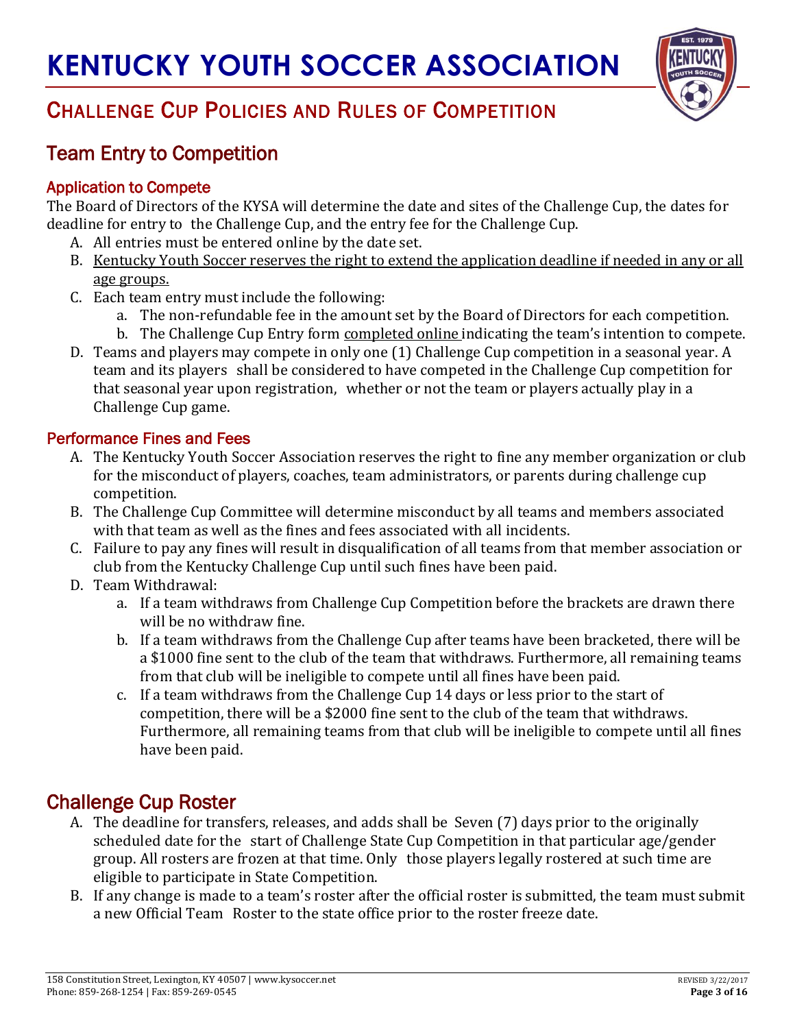# KENTUCKY YOUTH SOCCER ASSOCIATION

## CHALLENGE CUP POLICIES AND RULES OF COMPETITION

## Team Entry to Competition

### Application to Compete

The Board of Directors of the KYSA will determine the date and sites of the Challenge Cup, the dates for deadline for entry to the Challenge Cup, and the entry fee for the Challenge Cup.

A. All entries must be entered online by the date set.
B. Kentucky Youth Soccer reserves the right to extend the application deadline if needed in any or all age groups.
C. Each team entry must include the following:
   a. The non-refundable fee in the amount set by the Board of Directors for each competition.
   b. The Challenge Cup Entry form completed online indicating the team's intention to compete.
D. Teams and players may compete in only one (1) Challenge Cup competition in a seasonal year. A team and its players shall be considered to have competed in the Challenge Cup competition for that seasonal year upon registration, whether or not the team or players actually play in a Challenge Cup game.

### Performance Fines and Fees

A. The Kentucky Youth Soccer Association reserves the right to fine any member organization or club for the misconduct of players, coaches, team administrators, or parents during challenge cup competition.
B. The Challenge Cup Committee will determine misconduct by all teams and members associated with that team as well as the fines and fees associated with all incidents.
C. Failure to pay any fines will result in disqualification of all teams from that member association or club from the Kentucky Challenge Cup until such fines have been paid.
D. Team Withdrawal:
   a. If a team withdraws from Challenge Cup Competition before the brackets are drawn there will be no withdraw fine.
   b. If a team withdraws from the Challenge Cup after teams have been bracketed, there will be a $1000 fine sent to the club of the team that withdraws. Furthermore, all remaining teams from that club will be ineligible to compete until all fines have been paid.
   c. If a team withdraws from the Challenge Cup 14 days or less prior to the start of competition, there will be a $2000 fine sent to the club of the team that withdraws. Furthermore, all remaining teams from that club will be ineligible to compete until all fines have been paid.

## Challenge Cup Roster

A. The deadline for transfers, releases, and adds shall be Seven (7) days prior to the originally scheduled date for the start of Challenge State Cup Competition in that particular age/gender group. All rosters are frozen at that time. Only those players legally rostered at such time are eligible to participate in State Competition.
B. If any change is made to a team's roster after the official roster is submitted, the team must submit a new Official Team Roster to the state office prior to the roster freeze date.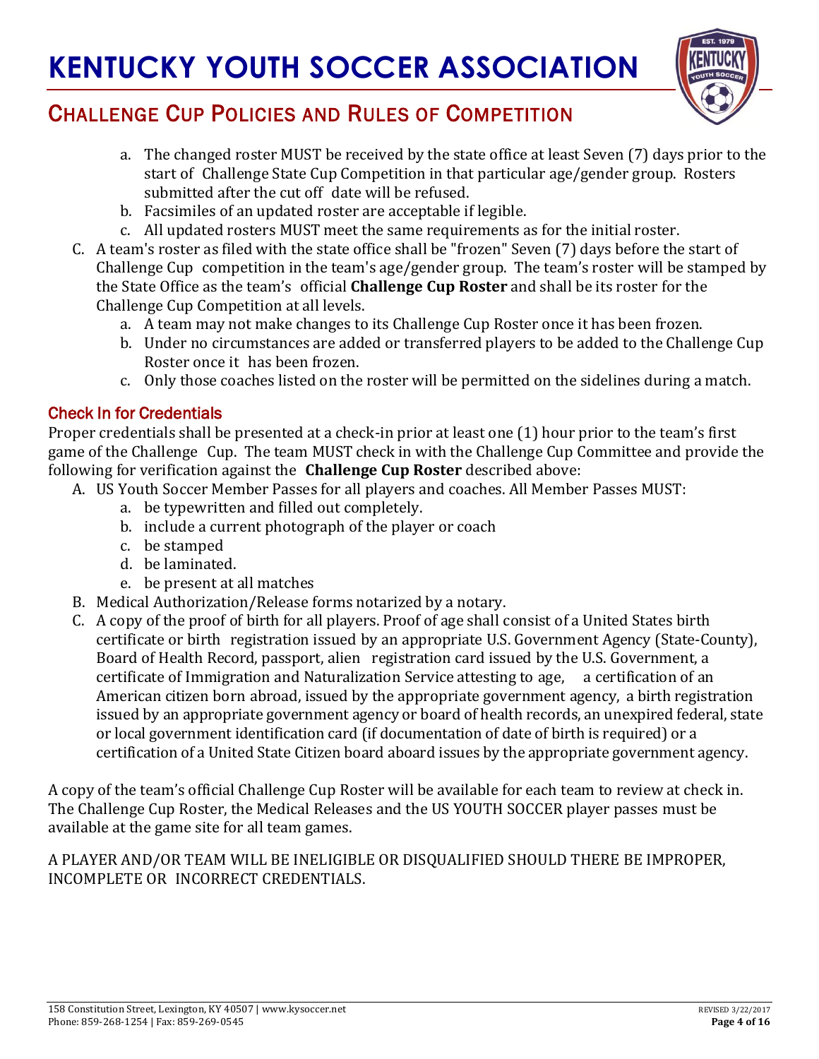a. The changed roster MUST be received by the state office at least Seven (7) days prior to the start of Challenge State Cup Competition in that particular age/gender group. Rosters submitted after the cut off date will be refused.
b. Facsimiles of an updated roster are acceptable if legible.
c. All updated rosters MUST meet the same requirements as for the initial roster.

C. A team's roster as filed with the state office shall be "frozen" Seven (7) days before the start of Challenge Cup competition in the team's age/gender group. The team's roster will be stamped by the State Office as the team's official **Challenge Cup Roster** and shall be its roster for the Challenge Cup Competition at all levels.
   a. A team may not make changes to its Challenge Cup Roster once it has been frozen.
   b. Under no circumstances are added or transferred players to be added to the Challenge Cup Roster once it has been frozen.
   c. Only those coaches listed on the roster will be permitted on the sidelines during a match.

## Check In for Credentials

Proper credentials shall be presented at a check-in prior at least one (1) hour prior to the team's first game of the Challenge Cup. The team MUST check in with the Challenge Cup Committee and provide the following for verification against the **Challenge Cup Roster** described above:

A. US Youth Soccer Member Passes for all players and coaches. All Member Passes MUST:
   a. be typewritten and filled out completely.
   b. include a current photograph of the player or coach
   c. be stamped
   d. be laminated.
   e. be present at all matches

B. Medical Authorization/Release forms notarized by a notary.

C. A copy of the proof of birth for all players. Proof of age shall consist of a United States birth certificate or birth registration issued by an appropriate U.S. Government Agency (State-County), Board of Health Record, passport, alien registration card issued by the U.S. Government, a certificate of Immigration and Naturalization Service attesting to age, a certification of an American citizen born abroad, issued by the appropriate government agency, a birth registration issued by an appropriate government agency or board of health records, an unexpired federal, state or local government identification card (if documentation of date of birth is required) or a certification of a United State Citizen board aboard issues by the appropriate government agency.

A copy of the team's official Challenge Cup Roster will be available for each team to review at check in. The Challenge Cup Roster, the Medical Releases and the US YOUTH SOCCER player passes must be available at the game site for all team games.

A PLAYER AND/OR TEAM WILL BE INELIGIBLE OR DISQUALIFIED SHOULD THERE BE IMPROPER, INCOMPLETE OR INCORRECT CREDENTIALS.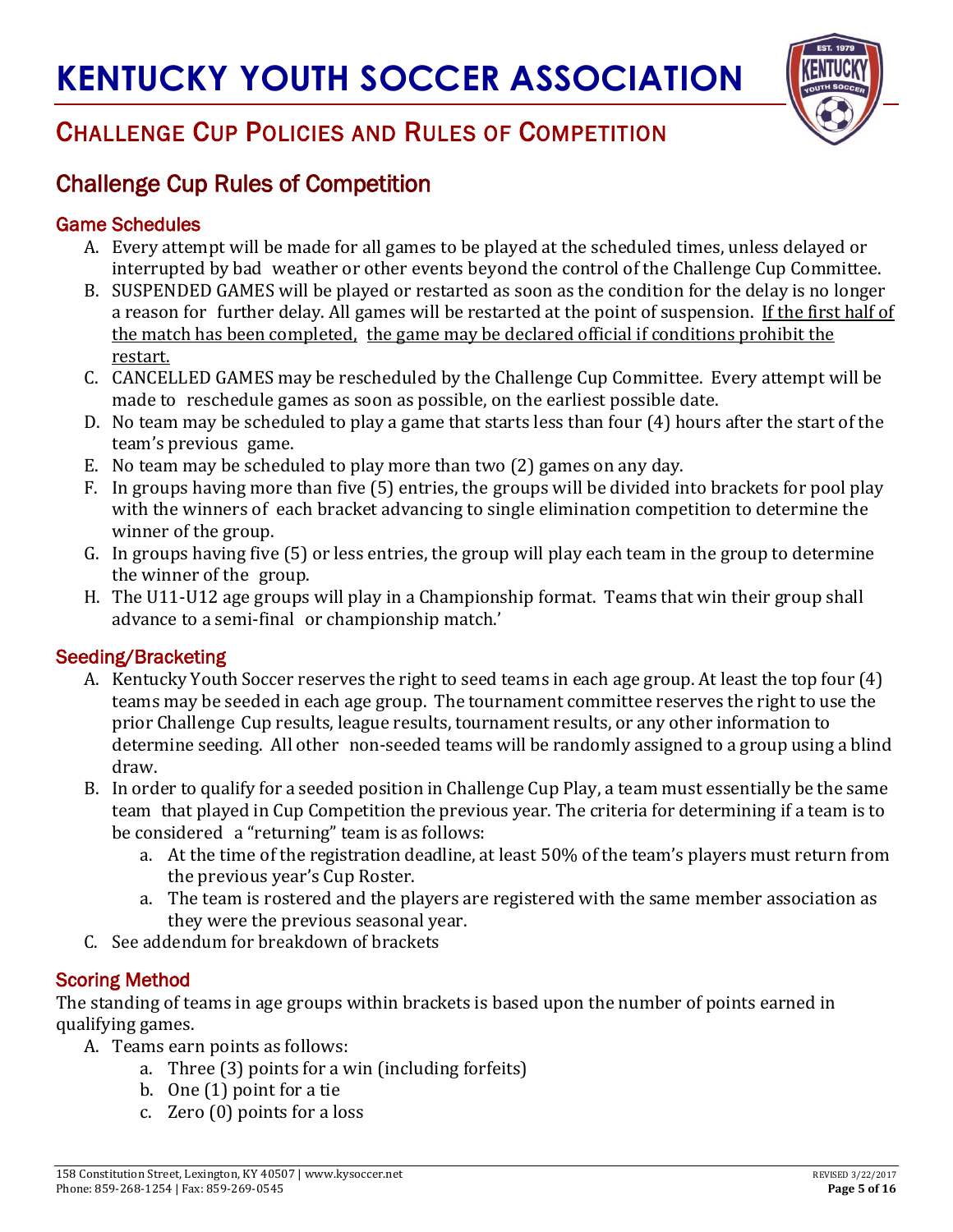# KENTUCKY YOUTH SOCCER ASSOCIATION

## CHALLENGE CUP POLICIES AND RULES OF COMPETITION

## Challenge Cup Rules of Competition

### Game Schedules

A. Every attempt will be made for all games to be played at the scheduled times, unless delayed or interrupted by bad weather or other events beyond the control of the Challenge Cup Committee.

B. SUSPENDED GAMES will be played or restarted as soon as the condition for the delay is no longer a reason for further delay. All games will be restarted at the point of suspension. <u>If the first half of the match has been completed, the game may be declared official if conditions prohibit the restart.</u>

C. CANCELLED GAMES may be rescheduled by the Challenge Cup Committee. Every attempt will be made to reschedule games as soon as possible, on the earliest possible date.

D. No team may be scheduled to play a game that starts less than four (4) hours after the start of the team's previous game.

E. No team may be scheduled to play more than two (2) games on any day.

F. In groups having more than five (5) entries, the groups will be divided into brackets for pool play with the winners of each bracket advancing to single elimination competition to determine the winner of the group.

G. In groups having five (5) or less entries, the group will play each team in the group to determine the winner of the group.

H. The U11-U12 age groups will play in a Championship format. Teams that win their group shall advance to a semi-final or championship match.'

### Seeding/Bracketing

A. Kentucky Youth Soccer reserves the right to seed teams in each age group. At least the top four (4) teams may be seeded in each age group. The tournament committee reserves the right to use the prior Challenge Cup results, league results, tournament results, or any other information to determine seeding. All other non-seeded teams will be randomly assigned to a group using a blind draw.

B. In order to qualify for a seeded position in Challenge Cup Play, a team must essentially be the same team that played in Cup Competition the previous year. The criteria for determining if a team is to be considered a "returning" team is as follows:
   a. At the time of the registration deadline, at least 50% of the team's players must return from the previous year's Cup Roster.
   a. The team is rostered and the players are registered with the same member association as they were the previous seasonal year.

C. See addendum for breakdown of brackets

### Scoring Method

The standing of teams in age groups within brackets is based upon the number of points earned in qualifying games.

A. Teams earn points as follows:
   a. Three (3) points for a win (including forfeits)
   b. One (1) point for a tie
   c. Zero (0) points for a loss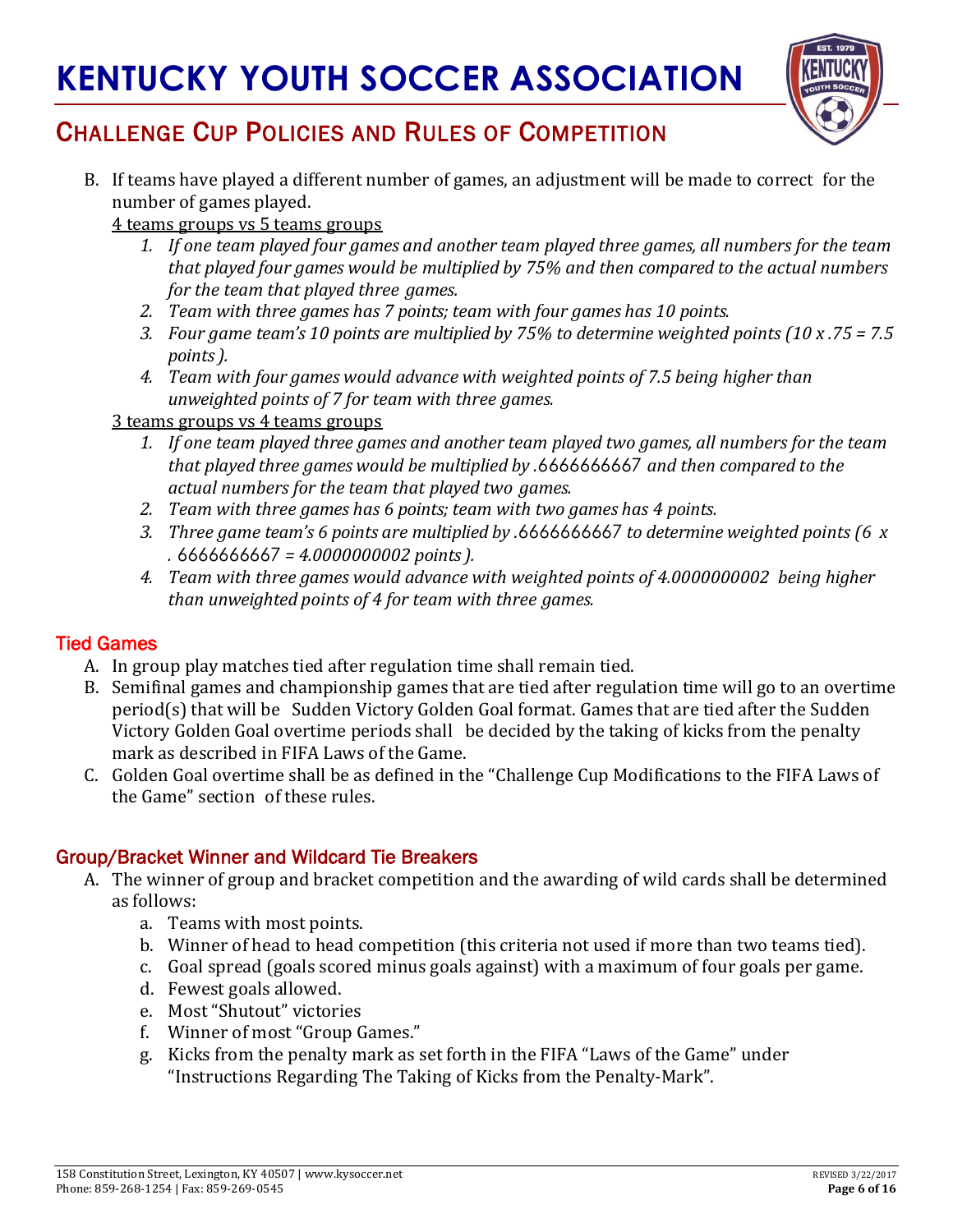B. If teams have played a different number of games, an adjustment will be made to correct for the number of games played.

<u>4 teams groups vs 5 teams groups</u>

1. *If one team played four games and another team played three games, all numbers for the team that played four games would be multiplied by 75% and then compared to the actual numbers for the team that played three games.*
2. *Team with three games has 7 points; team with four games has 10 points.*
3. *Four game team's 10 points are multiplied by 75% to determine weighted points (10 x .75 = 7.5 points ).*
4. *Team with four games would advance with weighted points of 7.5 being higher than unweighted points of 7 for team with three games.*

<u>3 teams groups vs 4 teams groups</u>

1. *If one team played three games and another team played two games, all numbers for the team that played three games would be multiplied by .6666666667 and then compared to the actual numbers for the team that played two games.*
2. *Team with three games has 6 points; team with two games has 4 points.*
3. *Three game team's 6 points are multiplied by .6666666667 to determine weighted points (6 x . 6666666667 = 4.0000000002 points ).*
4. *Team with three games would advance with weighted points of 4.0000000002 being higher than unweighted points of 4 for team with three games.*

## Tied Games

A. In group play matches tied after regulation time shall remain tied.

B. Semifinal games and championship games that are tied after regulation time will go to an overtime period(s) that will be Sudden Victory Golden Goal format. Games that are tied after the Sudden Victory Golden Goal overtime periods shall be decided by the taking of kicks from the penalty mark as described in FIFA Laws of the Game.

C. Golden Goal overtime shall be as defined in the "Challenge Cup Modifications to the FIFA Laws of the Game" section of these rules.

## Group/Bracket Winner and Wildcard Tie Breakers

A. The winner of group and bracket competition and the awarding of wild cards shall be determined as follows:

   a. Teams with most points.
   b. Winner of head to head competition (this criteria not used if more than two teams tied).
   c. Goal spread (goals scored minus goals against) with a maximum of four goals per game.
   d. Fewest goals allowed.
   e. Most "Shutout" victories
   f. Winner of most "Group Games."
   g. Kicks from the penalty mark as set forth in the FIFA "Laws of the Game" under "Instructions Regarding The Taking of Kicks from the Penalty-Mark".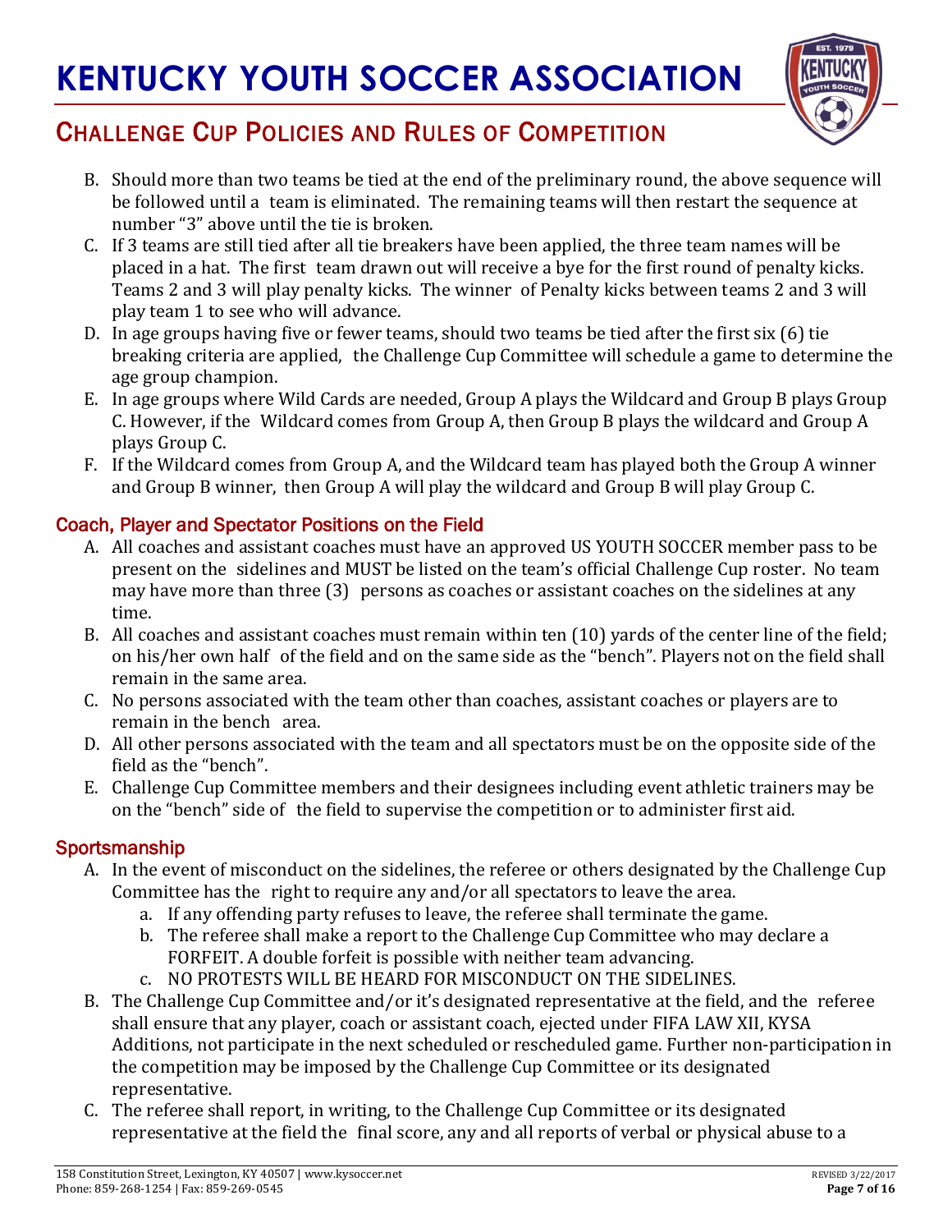B. Should more than two teams be tied at the end of the preliminary round, the above sequence will be followed until a team is eliminated. The remaining teams will then restart the sequence at number "3" above until the tie is broken.

C. If 3 teams are still tied after all tie breakers have been applied, the three team names will be placed in a hat. The first team drawn out will receive a bye for the first round of penalty kicks. Teams 2 and 3 will play penalty kicks. The winner of Penalty kicks between teams 2 and 3 will play team 1 to see who will advance.

D. In age groups having five or fewer teams, should two teams be tied after the first six (6) tie breaking criteria are applied, the Challenge Cup Committee will schedule a game to determine the age group champion.

E. In age groups where Wild Cards are needed, Group A plays the Wildcard and Group B plays Group C. However, if the Wildcard comes from Group A, then Group B plays the wildcard and Group A plays Group C.

F. If the Wildcard comes from Group A, and the Wildcard team has played both the Group A winner and Group B winner, then Group A will play the wildcard and Group B will play Group C.

## Coach, Player and Spectator Positions on the Field

A. All coaches and assistant coaches must have an approved US YOUTH SOCCER member pass to be present on the sidelines and MUST be listed on the team's official Challenge Cup roster. No team may have more than three (3) persons as coaches or assistant coaches on the sidelines at any time.

B. All coaches and assistant coaches must remain within ten (10) yards of the center line of the field; on his/her own half of the field and on the same side as the "bench". Players not on the field shall remain in the same area.

C. No persons associated with the team other than coaches, assistant coaches or players are to remain in the bench area.

D. All other persons associated with the team and all spectators must be on the opposite side of the field as the "bench".

E. Challenge Cup Committee members and their designees including event athletic trainers may be on the "bench" side of the field to supervise the competition or to administer first aid.

## Sportsmanship

A. In the event of misconduct on the sidelines, the referee or others designated by the Challenge Cup Committee has the right to require any and/or all spectators to leave the area.
   a. If any offending party refuses to leave, the referee shall terminate the game.
   b. The referee shall make a report to the Challenge Cup Committee who may declare a FORFEIT. A double forfeit is possible with neither team advancing.
   c. NO PROTESTS WILL BE HEARD FOR MISCONDUCT ON THE SIDELINES.

B. The Challenge Cup Committee and/or it's designated representative at the field, and the referee shall ensure that any player, coach or assistant coach, ejected under FIFA LAW XII, KYSA Additions, not participate in the next scheduled or rescheduled game. Further non-participation in the competition may be imposed by the Challenge Cup Committee or its designated representative.

C. The referee shall report, in writing, to the Challenge Cup Committee or its designated representative at the field the final score, any and all reports of verbal or physical abuse to a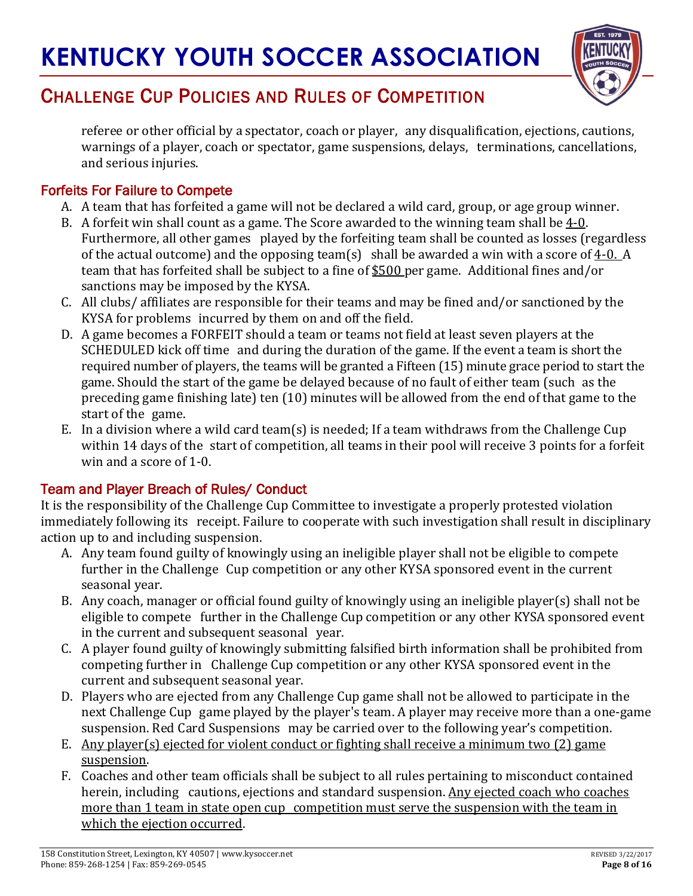referee or other official by a spectator, coach or player, any disqualification, ejections, cautions, warnings of a player, coach or spectator, game suspensions, delays, terminations, cancellations, and serious injuries.

## Forfeits For Failure to Compete

A. A team that has forfeited a game will not be declared a wild card, group, or age group winner.

B. A forfeit win shall count as a game. The Score awarded to the winning team shall be <u>4-0</u>. Furthermore, all other games played by the forfeiting team shall be counted as losses (regardless of the actual outcome) and the opposing team(s) shall be awarded a win with a score of <u>4-0.</u> A team that has forfeited shall be subject to a fine of <u>$500</u> per game. Additional fines and/or sanctions may be imposed by the KYSA.

C. All clubs/ affiliates are responsible for their teams and may be fined and/or sanctioned by the KYSA for problems incurred by them on and off the field.

D. A game becomes a FORFEIT should a team or teams not field at least seven players at the SCHEDULED kick off time and during the duration of the game. If the event a team is short the required number of players, the teams will be granted a Fifteen (15) minute grace period to start the game. Should the start of the game be delayed because of no fault of either team (such as the preceding game finishing late) ten (10) minutes will be allowed from the end of that game to the start of the game.

E. In a division where a wild card team(s) is needed; If a team withdraws from the Challenge Cup within 14 days of the start of competition, all teams in their pool will receive 3 points for a forfeit win and a score of 1-0.

## Team and Player Breach of Rules/ Conduct

It is the responsibility of the Challenge Cup Committee to investigate a properly protested violation immediately following its receipt. Failure to cooperate with such investigation shall result in disciplinary action up to and including suspension.

A. Any team found guilty of knowingly using an ineligible player shall not be eligible to compete further in the Challenge Cup competition or any other KYSA sponsored event in the current seasonal year.

B. Any coach, manager or official found guilty of knowingly using an ineligible player(s) shall not be eligible to compete further in the Challenge Cup competition or any other KYSA sponsored event in the current and subsequent seasonal year.

C. A player found guilty of knowingly submitting falsified birth information shall be prohibited from competing further in Challenge Cup competition or any other KYSA sponsored event in the current and subsequent seasonal year.

D. Players who are ejected from any Challenge Cup game shall not be allowed to participate in the next Challenge Cup game played by the player's team. A player may receive more than a one-game suspension. Red Card Suspensions may be carried over to the following year's competition.

E. <u>Any player(s) ejected for violent conduct or fighting shall receive a minimum two (2) game suspension</u>.

F. Coaches and other team officials shall be subject to all rules pertaining to misconduct contained herein, including cautions, ejections and standard suspension. <u>Any ejected coach who coaches more than 1 team in state open cup competition must serve the suspension with the team in which the ejection occurred</u>.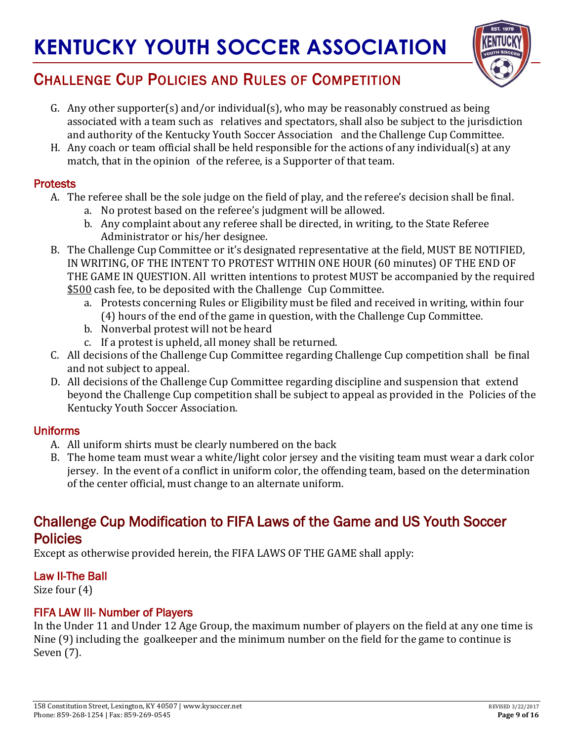G. Any other supporter(s) and/or individual(s), who may be reasonably construed as being associated with a team such as relatives and spectators, shall also be subject to the jurisdiction and authority of the Kentucky Youth Soccer Association and the Challenge Cup Committee.

H. Any coach or team official shall be held responsible for the actions of any individual(s) at any match, that in the opinion of the referee, is a Supporter of that team.

### Protests

A. The referee shall be the sole judge on the field of play, and the referee's decision shall be final.
   a. No protest based on the referee's judgment will be allowed.
   b. Any complaint about any referee shall be directed, in writing, to the State Referee Administrator or his/her designee.

B. The Challenge Cup Committee or it's designated representative at the field, MUST BE NOTIFIED, IN WRITING, OF THE INTENT TO PROTEST WITHIN ONE HOUR (60 minutes) OF THE END OF THE GAME IN QUESTION. All written intentions to protest MUST be accompanied by the required <u>$500</u> cash fee, to be deposited with the Challenge Cup Committee.
   a. Protests concerning Rules or Eligibility must be filed and received in writing, within four (4) hours of the end of the game in question, with the Challenge Cup Committee.
   b. Nonverbal protest will not be heard
   c. If a protest is upheld, all money shall be returned.

C. All decisions of the Challenge Cup Committee regarding Challenge Cup competition shall be final and not subject to appeal.

D. All decisions of the Challenge Cup Committee regarding discipline and suspension that extend beyond the Challenge Cup competition shall be subject to appeal as provided in the Policies of the Kentucky Youth Soccer Association.

### Uniforms

A. All uniform shirts must be clearly numbered on the back

B. The home team must wear a white/light color jersey and the visiting team must wear a dark color jersey. In the event of a conflict in uniform color, the offending team, based on the determination of the center official, must change to an alternate uniform.

## Challenge Cup Modification to FIFA Laws of the Game and US Youth Soccer Policies

Except as otherwise provided herein, the FIFA LAWS OF THE GAME shall apply:

### Law II-The Ball

Size four (4)

### FIFA LAW III- Number of Players

In the Under 11 and Under 12 Age Group, the maximum number of players on the field at any one time is Nine (9) including the goalkeeper and the minimum number on the field for the game to continue is Seven (7).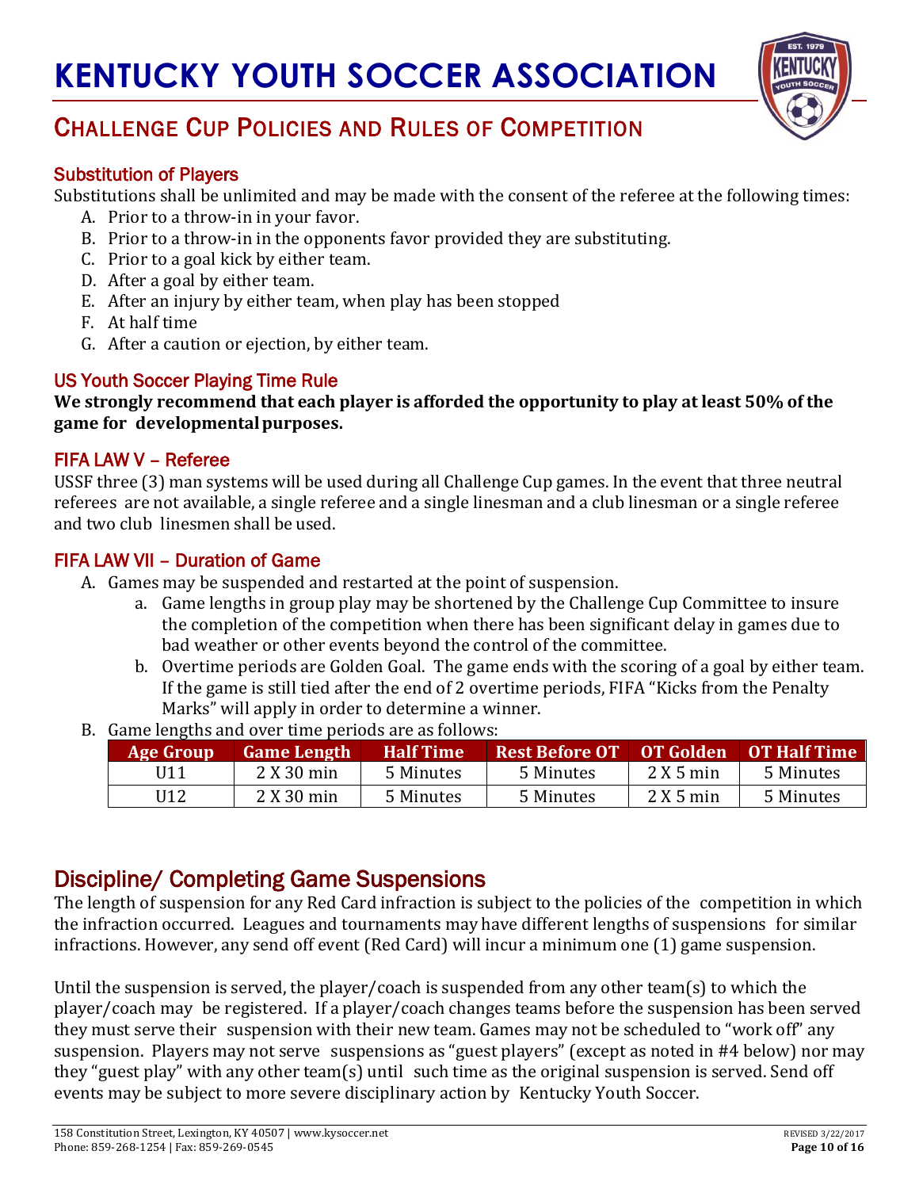# KENTUCKY YOUTH SOCCER ASSOCIATION

## CHALLENGE CUP POLICIES AND RULES OF COMPETITION

### Substitution of Players

Substitutions shall be unlimited and may be made with the consent of the referee at the following times:

A. Prior to a throw-in in your favor.
B. Prior to a throw-in in the opponents favor provided they are substituting.
C. Prior to a goal kick by either team.
D. After a goal by either team.
E. After an injury by either team, when play has been stopped
F. At half time
G. After a caution or ejection, by either team.

### US Youth Soccer Playing Time Rule

**We strongly recommend that each player is afforded the opportunity to play at least 50% of the game for developmental purposes.**

### FIFA LAW V – Referee

USSF three (3) man systems will be used during all Challenge Cup games. In the event that three neutral referees are not available, a single referee and a single linesman and a club linesman or a single referee and two club linesmen shall be used.

### FIFA LAW VII – Duration of Game

A. Games may be suspended and restarted at the point of suspension.
   a. Game lengths in group play may be shortened by the Challenge Cup Committee to insure the completion of the competition when there has been significant delay in games due to bad weather or other events beyond the control of the committee.
   b. Overtime periods are Golden Goal. The game ends with the scoring of a goal by either team. If the game is still tied after the end of 2 overtime periods, FIFA "Kicks from the Penalty Marks" will apply in order to determine a winner.

B. Game lengths and over time periods are as follows:

| Age Group | Game Length | Half Time | Rest Before OT | OT Golden | OT Half Time |
|---|---|---|---|---|---|
| U11 | 2 X 30 min | 5 Minutes | 5 Minutes | 2 X 5 min | 5 Minutes |
| U12 | 2 X 30 min | 5 Minutes | 5 Minutes | 2 X 5 min | 5 Minutes |

## Discipline/ Completing Game Suspensions

The length of suspension for any Red Card infraction is subject to the policies of the competition in which the infraction occurred. Leagues and tournaments may have different lengths of suspensions for similar infractions. However, any send off event (Red Card) will incur a minimum one (1) game suspension.

Until the suspension is served, the player/coach is suspended from any other team(s) to which the player/coach may be registered. If a player/coach changes teams before the suspension has been served they must serve their suspension with their new team. Games may not be scheduled to "work off" any suspension. Players may not serve suspensions as "guest players" (except as noted in #4 below) nor may they "guest play" with any other team(s) until such time as the original suspension is served. Send off events may be subject to more severe disciplinary action by Kentucky Youth Soccer.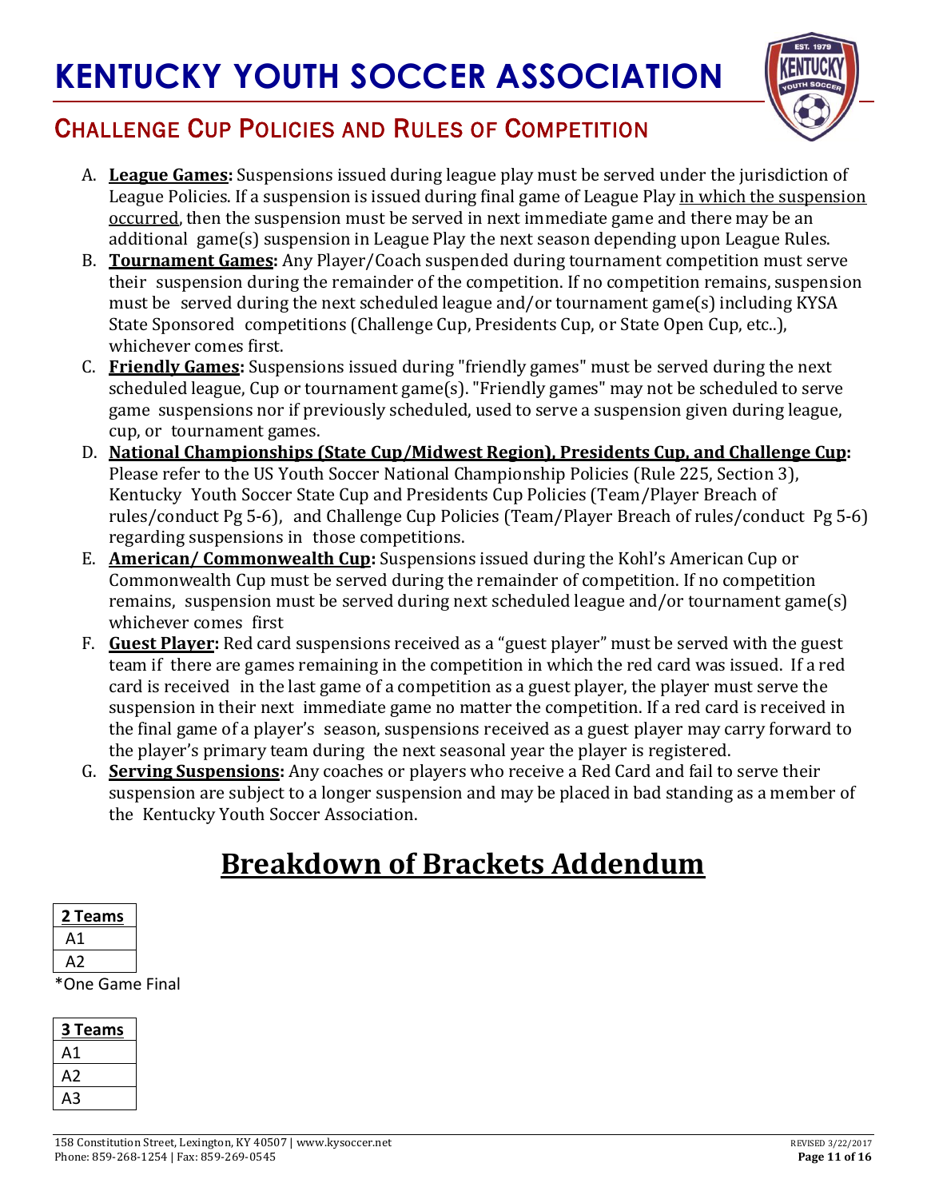A. **League Games:** Suspensions issued during league play must be served under the jurisdiction of League Policies. If a suspension is issued during final game of League Play in which the suspension occurred, then the suspension must be served in next immediate game and there may be an additional game(s) suspension in League Play the next season depending upon League Rules.

B. **Tournament Games:** Any Player/Coach suspended during tournament competition must serve their suspension during the remainder of the competition. If no competition remains, suspension must be served during the next scheduled league and/or tournament game(s) including KYSA State Sponsored competitions (Challenge Cup, Presidents Cup, or State Open Cup, etc..), whichever comes first.

C. **Friendly Games:** Suspensions issued during "friendly games" must be served during the next scheduled league, Cup or tournament game(s). "Friendly games" may not be scheduled to serve game suspensions nor if previously scheduled, used to serve a suspension given during league, cup, or tournament games.

D. **National Championships (State Cup/Midwest Region), Presidents Cup, and Challenge Cup:** Please refer to the US Youth Soccer National Championship Policies (Rule 225, Section 3), Kentucky Youth Soccer State Cup and Presidents Cup Policies (Team/Player Breach of rules/conduct Pg 5-6), and Challenge Cup Policies (Team/Player Breach of rules/conduct Pg 5-6) regarding suspensions in those competitions.

E. **American/ Commonwealth Cup:** Suspensions issued during the Kohl's American Cup or Commonwealth Cup must be served during the remainder of competition. If no competition remains, suspension must be served during next scheduled league and/or tournament game(s) whichever comes first

F. **Guest Player:** Red card suspensions received as a "guest player" must be served with the guest team if there are games remaining in the competition in which the red card was issued. If a red card is received in the last game of a competition as a guest player, the player must serve the suspension in their next immediate game no matter the competition. If a red card is received in the final game of a player's season, suspensions received as a guest player may carry forward to the player's primary team during the next seasonal year the player is registered.

G. **Serving Suspensions:** Any coaches or players who receive a Red Card and fail to serve their suspension are subject to a longer suspension and may be placed in bad standing as a member of the Kentucky Youth Soccer Association.

# Breakdown of Brackets Addendum

| 2 Teams |
|---|
| A1 |
| A2 |

*One Game Final

| 3 Teams |
|---|
| A1 |
| A2 |
| A3 |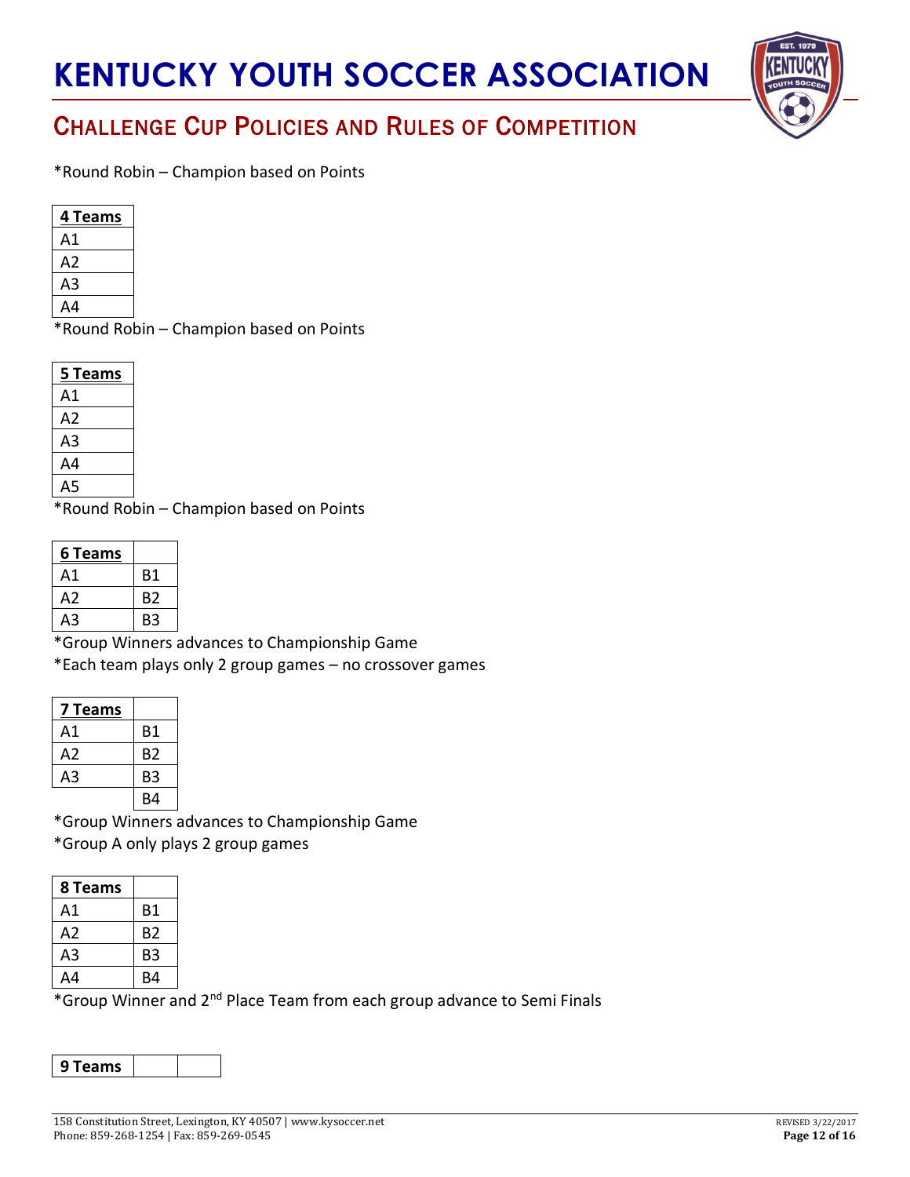*Round Robin – Champion based on Points

| 4 Teams |
| --- |
| A1 |
| A2 |
| A3 |
| A4 |

*Round Robin – Champion based on Points

| 5 Teams |
| --- |
| A1 |
| A2 |
| A3 |
| A4 |
| A5 |

*Round Robin – Champion based on Points

| 6 Teams | |
| --- | --- |
| A1 | B1 |
| A2 | B2 |
| A3 | B3 |

*Group Winners advances to Championship Game
*Each team plays only 2 group games – no crossover games

| 7 Teams | |
| --- | --- |
| A1 | B1 |
| A2 | B2 |
| A3 | B3 |
| | B4 |

*Group Winners advances to Championship Game
*Group A only plays 2 group games

| 8 Teams | |
| --- | --- |
| A1 | B1 |
| A2 | B2 |
| A3 | B3 |
| A4 | B4 |

*Group Winner and 2nd Place Team from each group advance to Semi Finals

| 9 Teams | | |
| --- | --- | --- |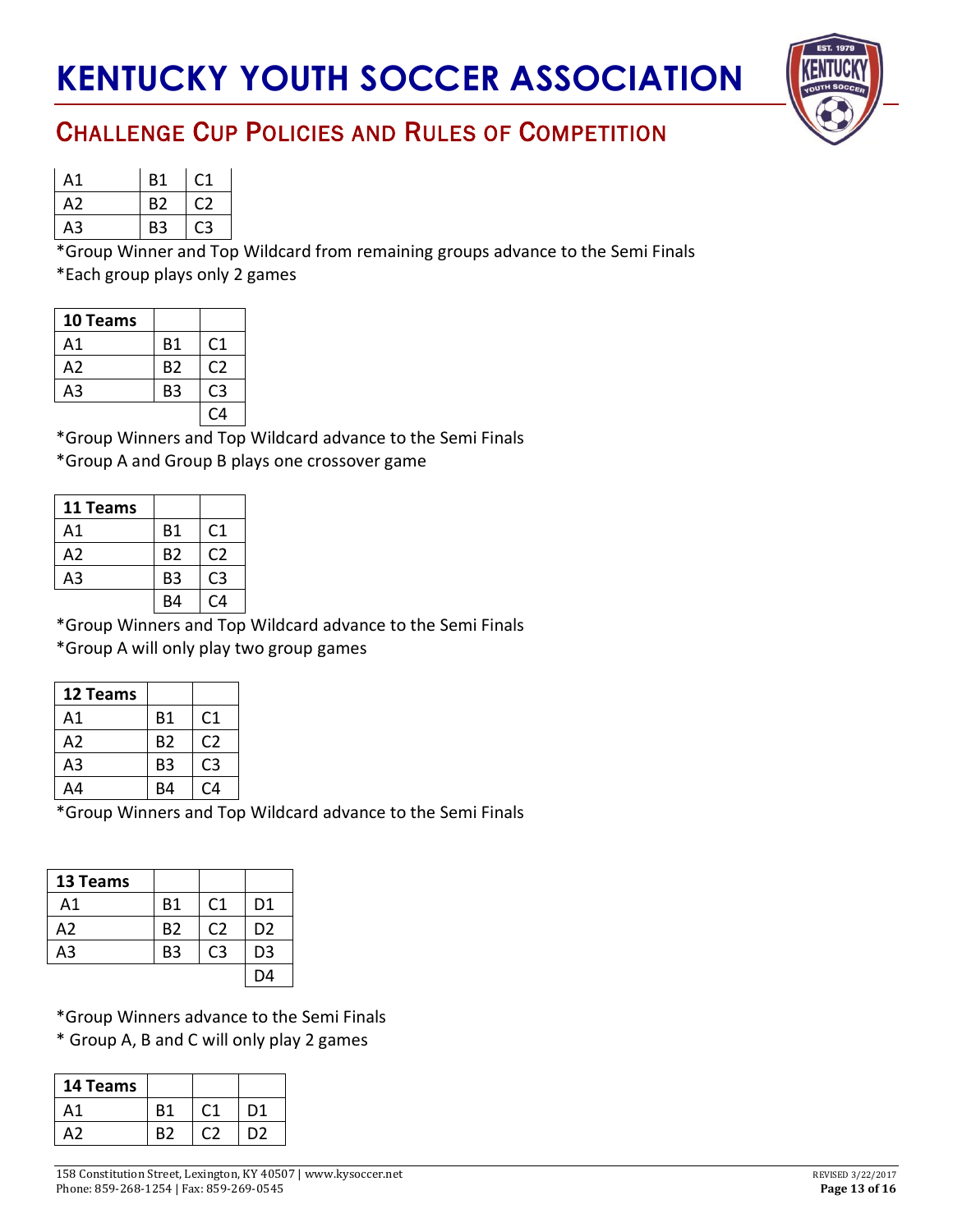| A1 | B1 | C1 |
|---|---|---|
| A2 | B2 | C2 |
| A3 | B3 | C3 |

*Group Winner and Top Wildcard from remaining groups advance to the Semi Finals
*Each group plays only 2 games

| 10 Teams | | |
|---|---|---|
| A1 | B1 | C1 |
| A2 | B2 | C2 |
| A3 | B3 | C3 |
| | | C4 |

*Group Winners and Top Wildcard advance to the Semi Finals
*Group A and Group B plays one crossover game

| 11 Teams | | |
|---|---|---|
| A1 | B1 | C1 |
| A2 | B2 | C2 |
| A3 | B3 | C3 |
| | B4 | C4 |

*Group Winners and Top Wildcard advance to the Semi Finals
*Group A will only play two group games

| 12 Teams | | |
|---|---|---|
| A1 | B1 | C1 |
| A2 | B2 | C2 |
| A3 | B3 | C3 |
| A4 | B4 | C4 |

*Group Winners and Top Wildcard advance to the Semi Finals

| 13 Teams | | | |
|---|---|---|---|
| A1 | B1 | C1 | D1 |
| A2 | B2 | C2 | D2 |
| A3 | B3 | C3 | D3 |
| | | | D4 |

*Group Winners advance to the Semi Finals
* Group A, B and C will only play 2 games

| 14 Teams | | | |
|---|---|---|---|
| A1 | B1 | C1 | D1 |
| A2 | B2 | C2 | D2 |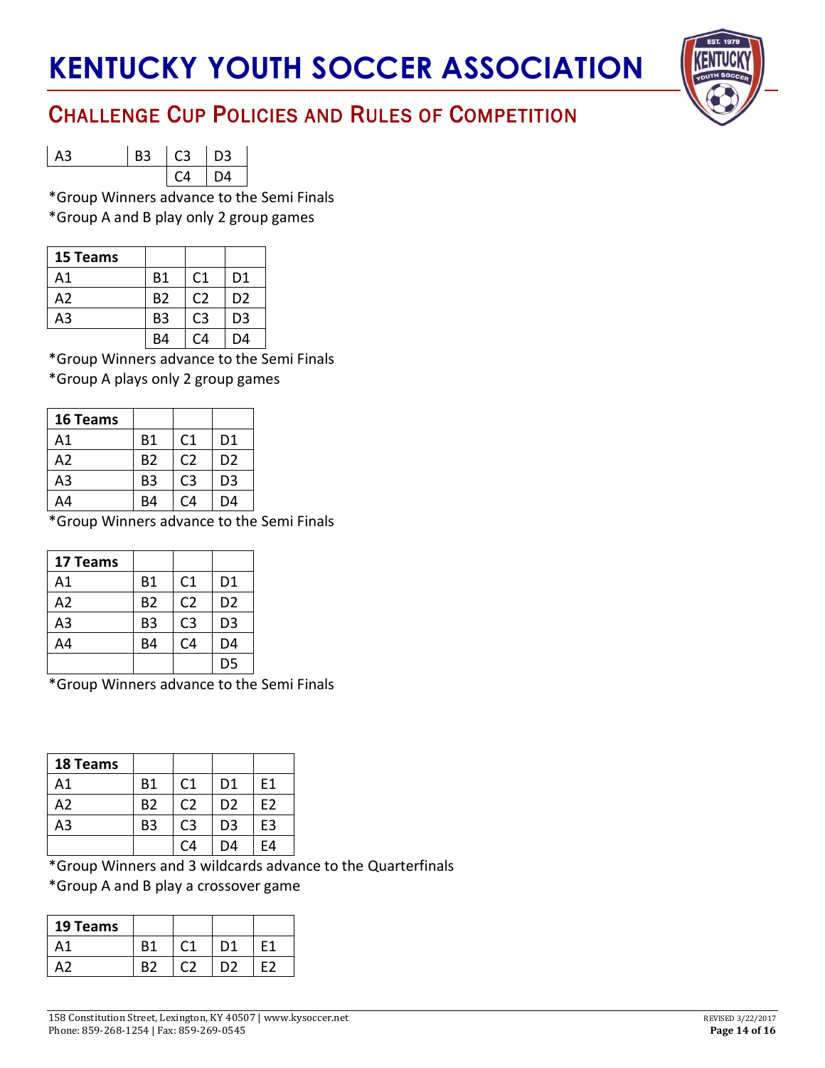| A3 | B3 | C3 | D3 |
| --- | --- | --- | --- |
| | | C4 | D4 |

*Group Winners advance to the Semi Finals
*Group A and B play only 2 group games

| 15 Teams | | | |
| --- | --- | --- | --- |
| A1 | B1 | C1 | D1 |
| A2 | B2 | C2 | D2 |
| A3 | B3 | C3 | D3 |
| | B4 | C4 | D4 |

*Group Winners advance to the Semi Finals
*Group A plays only 2 group games

| 16 Teams | | | |
| --- | --- | --- | --- |
| A1 | B1 | C1 | D1 |
| A2 | B2 | C2 | D2 |
| A3 | B3 | C3 | D3 |
| A4 | B4 | C4 | D4 |

*Group Winners advance to the Semi Finals

| 17 Teams | | | |
| --- | --- | --- | --- |
| A1 | B1 | C1 | D1 |
| A2 | B2 | C2 | D2 |
| A3 | B3 | C3 | D3 |
| A4 | B4 | C4 | D4 |
| | | | D5 |

*Group Winners advance to the Semi Finals

| 18 Teams | | | | |
| --- | --- | --- | --- | --- |
| A1 | B1 | C1 | D1 | E1 |
| A2 | B2 | C2 | D2 | E2 |
| A3 | B3 | C3 | D3 | E3 |
| | | C4 | D4 | E4 |

*Group Winners and 3 wildcards advance to the Quarterfinals
*Group A and B play a crossover game

| 19 Teams | | | | |
| --- | --- | --- | --- | --- |
| A1 | B1 | C1 | D1 | E1 |
| A2 | B2 | C2 | D2 | E2 |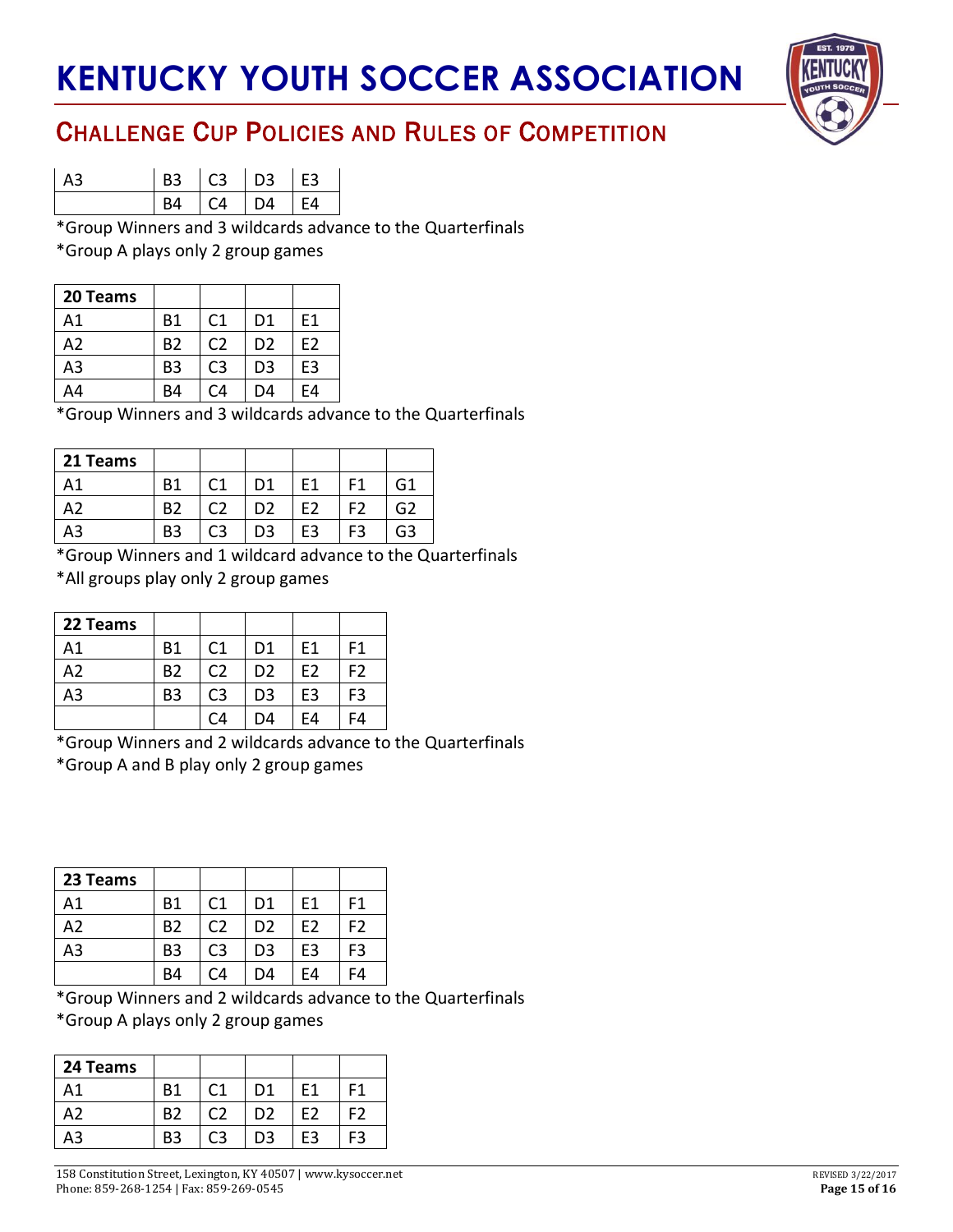| A3 | B3 | C3 | D3 | E3 |
|---|---|---|---|---|
| | B4 | C4 | D4 | E4 |

*Group Winners and 3 wildcards advance to the Quarterfinals
*Group A plays only 2 group games

| 20 Teams | | | | |
|---|---|---|---|---|
| A1 | B1 | C1 | D1 | E1 |
| A2 | B2 | C2 | D2 | E2 |
| A3 | B3 | C3 | D3 | E3 |
| A4 | B4 | C4 | D4 | E4 |

*Group Winners and 3 wildcards advance to the Quarterfinals

| 21 Teams | | | | | | |
|---|---|---|---|---|---|---|
| A1 | B1 | C1 | D1 | E1 | F1 | G1 |
| A2 | B2 | C2 | D2 | E2 | F2 | G2 |
| A3 | B3 | C3 | D3 | E3 | F3 | G3 |

*Group Winners and 1 wildcard advance to the Quarterfinals
*All groups play only 2 group games

| 22 Teams | | | | | |
|---|---|---|---|---|---|
| A1 | B1 | C1 | D1 | E1 | F1 |
| A2 | B2 | C2 | D2 | E2 | F2 |
| A3 | B3 | C3 | D3 | E3 | F3 |
| | | C4 | D4 | E4 | F4 |

*Group Winners and 2 wildcards advance to the Quarterfinals
*Group A and B play only 2 group games

| 23 Teams | | | | | |
|---|---|---|---|---|---|
| A1 | B1 | C1 | D1 | E1 | F1 |
| A2 | B2 | C2 | D2 | E2 | F2 |
| A3 | B3 | C3 | D3 | E3 | F3 |
| | B4 | C4 | D4 | E4 | F4 |

*Group Winners and 2 wildcards advance to the Quarterfinals
*Group A plays only 2 group games

| 24 Teams | | | | | |
|---|---|---|---|---|---|
| A1 | B1 | C1 | D1 | E1 | F1 |
| A2 | B2 | C2 | D2 | E2 | F2 |
| A3 | B3 | C3 | D3 | E3 | F3 |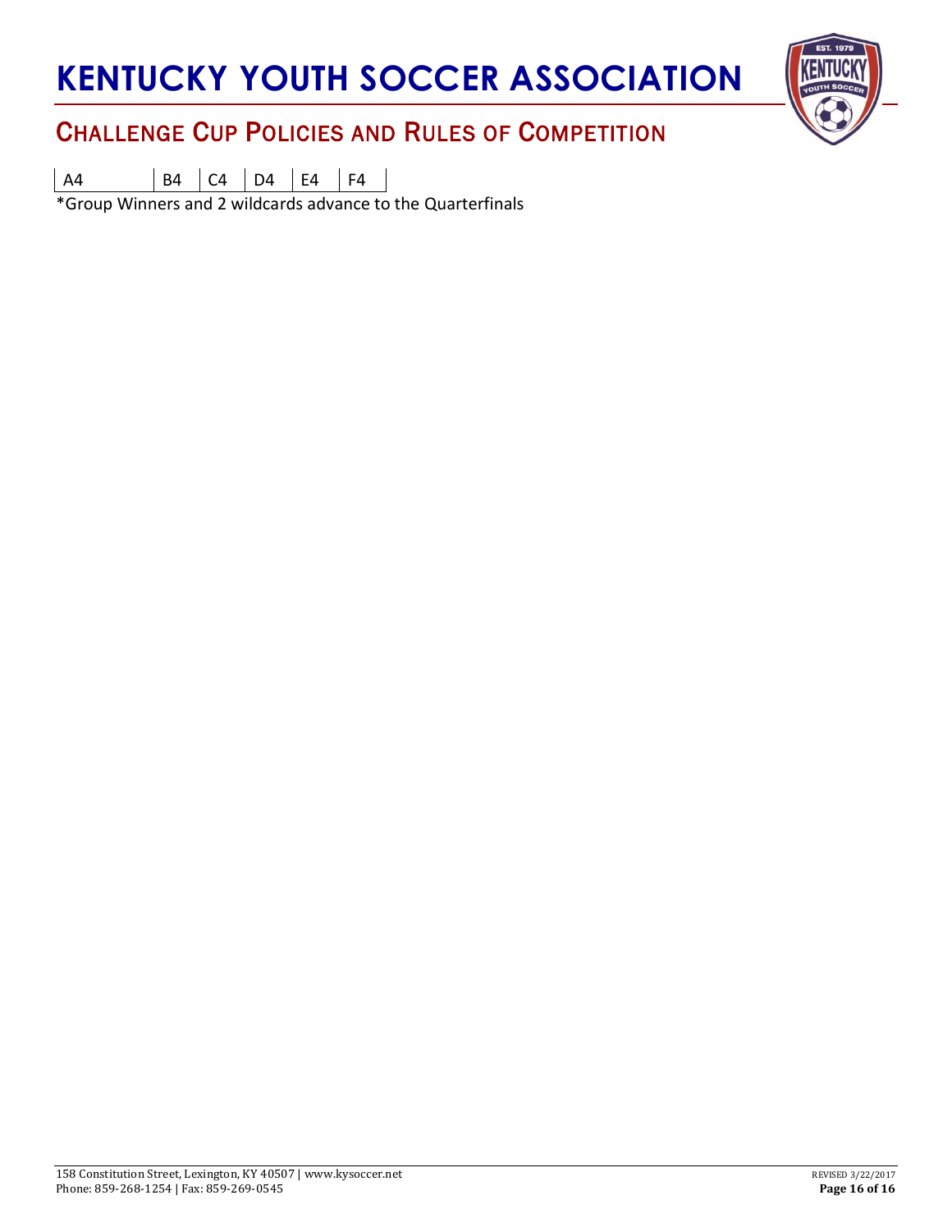| | | | | | |
|---|---|---|---|---|---|
| A4 | B4 | C4 | D4 | E4 | F4 |

*Group Winners and 2 wildcards advance to the Quarterfinals